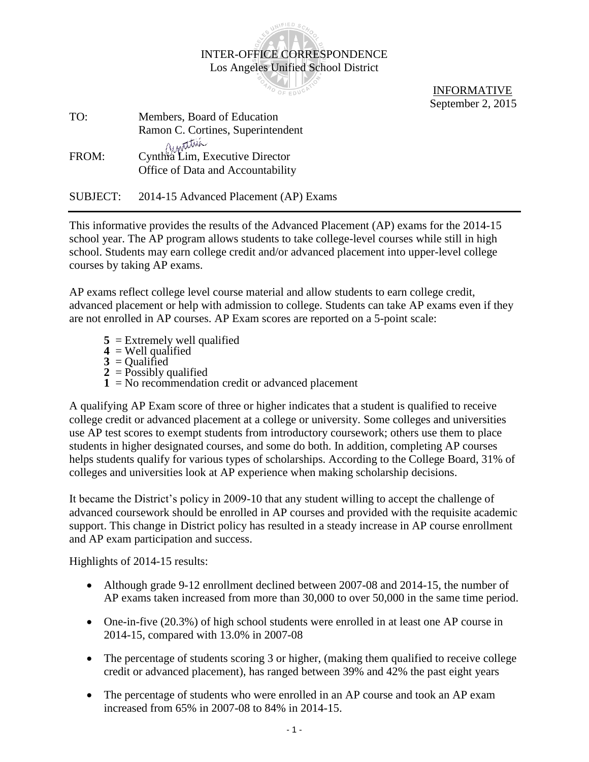INTER-OFFICE CORRESPONDENCE
Los Angeles Unified School District

INFORMATIVE
September 2, 2015

TO: Members, Board of Education
Ramon C. Cortines, Superintendent

FROM: Cynthia Lim, Executive Director
Office of Data and Accountability

SUBJECT: 2014-15 Advanced Placement (AP) Exams

---

This informative provides the results of the Advanced Placement (AP) exams for the 2014-15 school year. The AP program allows students to take college-level courses while still in high school. Students may earn college credit and/or advanced placement into upper-level college courses by taking AP exams.

AP exams reflect college level course material and allow students to earn college credit, advanced placement or help with admission to college. Students can take AP exams even if they are not enrolled in AP courses. AP Exam scores are reported on a 5-point scale:

- **5** = Extremely well qualified
- **4** = Well qualified
- **3** = Qualified
- **2** = Possibly qualified
- **1** = No recommendation credit or advanced placement

A qualifying AP Exam score of three or higher indicates that a student is qualified to receive college credit or advanced placement at a college or university. Some colleges and universities use AP test scores to exempt students from introductory coursework; others use them to place students in higher designated courses, and some do both. In addition, completing AP courses helps students qualify for various types of scholarships. According to the College Board, 31% of colleges and universities look at AP experience when making scholarship decisions.

It became the District's policy in 2009-10 that any student willing to accept the challenge of advanced coursework should be enrolled in AP courses and provided with the requisite academic support. This change in District policy has resulted in a steady increase in AP course enrollment and AP exam participation and success.

Highlights of 2014-15 results:

- Although grade 9-12 enrollment declined between 2007-08 and 2014-15, the number of AP exams taken increased from more than 30,000 to over 50,000 in the same time period.
- One-in-five (20.3%) of high school students were enrolled in at least one AP course in 2014-15, compared with 13.0% in 2007-08
- The percentage of students scoring 3 or higher, (making them qualified to receive college credit or advanced placement), has ranged between 39% and 42% the past eight years
- The percentage of students who were enrolled in an AP course and took an AP exam increased from 65% in 2007-08 to 84% in 2014-15.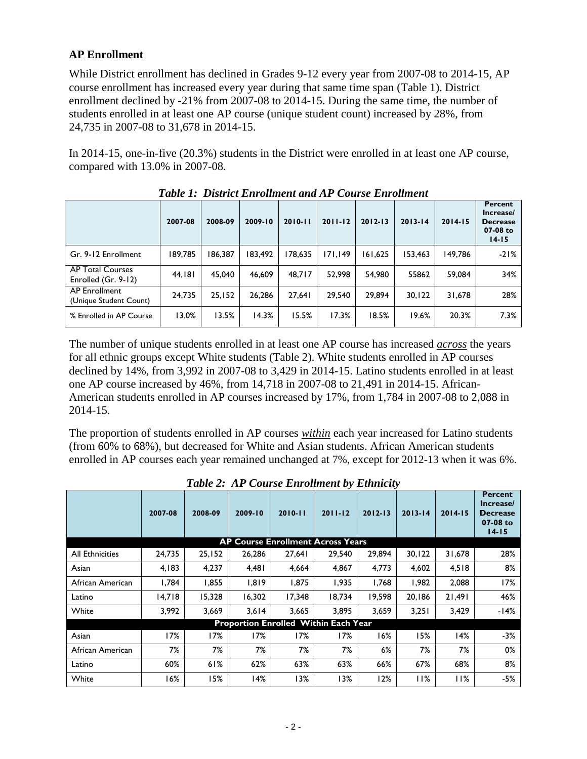### AP Enrollment

While District enrollment has declined in Grades 9-12 every year from 2007-08 to 2014-15, AP course enrollment has increased every year during that same time span (Table 1). District enrollment declined by -21% from 2007-08 to 2014-15. During the same time, the number of students enrolled in at least one AP course (unique student count) increased by 28%, from 24,735 in 2007-08 to 31,678 in 2014-15.

In 2014-15, one-in-five (20.3%) students in the District were enrolled in at least one AP course, compared with 13.0% in 2007-08.

***Table 1: District Enrollment and AP Course Enrollment***

| | 2007-08 | 2008-09 | 2009-10 | 2010-11 | 2011-12 | 2012-13 | 2013-14 | 2014-15 | Percent Increase/ Decrease 07-08 to 14-15 |
|---|---|---|---|---|---|---|---|---|---|
| Gr. 9-12 Enrollment | 189,785 | 186,387 | 183,492 | 178,635 | 171,149 | 161,625 | 153,463 | 149,786 | -21% |
| AP Total Courses Enrolled (Gr. 9-12) | 44,181 | 45,040 | 46,609 | 48,717 | 52,998 | 54,980 | 55862 | 59,084 | 34% |
| AP Enrollment (Unique Student Count) | 24,735 | 25,152 | 26,286 | 27,641 | 29,540 | 29,894 | 30,122 | 31,678 | 28% |
| % Enrolled in AP Course | 13.0% | 13.5% | 14.3% | 15.5% | 17.3% | 18.5% | 19.6% | 20.3% | 7.3% |

The number of unique students enrolled in at least one AP course has increased *across* the years for all ethnic groups except White students (Table 2). White students enrolled in AP courses declined by 14%, from 3,992 in 2007-08 to 3,429 in 2014-15. Latino students enrolled in at least one AP course increased by 46%, from 14,718 in 2007-08 to 21,491 in 2014-15. African-American students enrolled in AP courses increased by 17%, from 1,784 in 2007-08 to 2,088 in 2014-15.

The proportion of students enrolled in AP courses *within* each year increased for Latino students (from 60% to 68%), but decreased for White and Asian students. African American students enrolled in AP courses each year remained unchanged at 7%, except for 2012-13 when it was 6%.

***Table 2: AP Course Enrollment by Ethnicity***

| | 2007-08 | 2008-09 | 2009-10 | 2010-11 | 2011-12 | 2012-13 | 2013-14 | 2014-15 | Percent Increase/ Decrease 07-08 to 14-15 |
|---|---|---|---|---|---|---|---|---|---|
| **AP Course Enrollment Across Years** | | | | | | | | | |
| All Ethnicities | 24,735 | 25,152 | 26,286 | 27,641 | 29,540 | 29,894 | 30,122 | 31,678 | 28% |
| Asian | 4,183 | 4,237 | 4,481 | 4,664 | 4,867 | 4,773 | 4,602 | 4,518 | 8% |
| African American | 1,784 | 1,855 | 1,819 | 1,875 | 1,935 | 1,768 | 1,982 | 2,088 | 17% |
| Latino | 14,718 | 15,328 | 16,302 | 17,348 | 18,734 | 19,598 | 20,186 | 21,491 | 46% |
| White | 3,992 | 3,669 | 3,614 | 3,665 | 3,895 | 3,659 | 3,251 | 3,429 | -14% |
| **Proportion Enrolled Within Each Year** | | | | | | | | | |
| Asian | 17% | 17% | 17% | 17% | 17% | 16% | 15% | 14% | -3% |
| African American | 7% | 7% | 7% | 7% | 7% | 6% | 7% | 7% | 0% |
| Latino | 60% | 61% | 62% | 63% | 63% | 66% | 67% | 68% | 8% |
| White | 16% | 15% | 14% | 13% | 13% | 12% | 11% | 11% | -5% |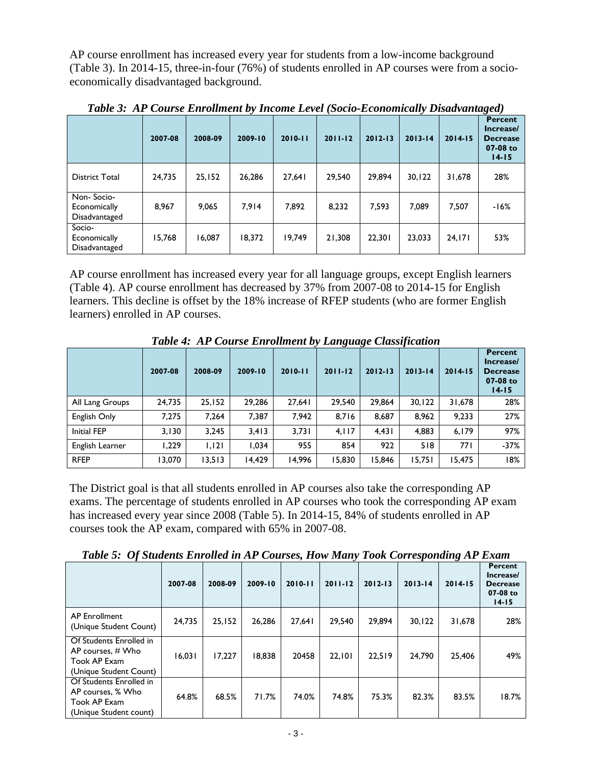AP course enrollment has increased every year for students from a low-income background (Table 3). In 2014-15, three-in-four (76%) of students enrolled in AP courses were from a socio-economically disadvantaged background.

*Table 3: AP Course Enrollment by Income Level (Socio-Economically Disadvantaged)*

| | 2007-08 | 2008-09 | 2009-10 | 2010-11 | 2011-12 | 2012-13 | 2013-14 | 2014-15 | Percent Increase/ Decrease 07-08 to 14-15 |
|---|---|---|---|---|---|---|---|---|---|
| District Total | 24,735 | 25,152 | 26,286 | 27,641 | 29,540 | 29,894 | 30,122 | 31,678 | 28% |
| Non- Socio-Economically Disadvantaged | 8,967 | 9,065 | 7,914 | 7,892 | 8,232 | 7,593 | 7,089 | 7,507 | -16% |
| Socio-Economically Disadvantaged | 15,768 | 16,087 | 18,372 | 19,749 | 21,308 | 22,301 | 23,033 | 24,171 | 53% |

AP course enrollment has increased every year for all language groups, except English learners (Table 4). AP course enrollment has decreased by 37% from 2007-08 to 2014-15 for English learners. This decline is offset by the 18% increase of RFEP students (who are former English learners) enrolled in AP courses.

*Table 4: AP Course Enrollment by Language Classification*

| | 2007-08 | 2008-09 | 2009-10 | 2010-11 | 2011-12 | 2012-13 | 2013-14 | 2014-15 | Percent Increase/ Decrease 07-08 to 14-15 |
|---|---|---|---|---|---|---|---|---|---|
| All Lang Groups | 24,735 | 25,152 | 29,286 | 27,641 | 29,540 | 29,864 | 30,122 | 31,678 | 28% |
| English Only | 7,275 | 7,264 | 7,387 | 7,942 | 8,716 | 8,687 | 8,962 | 9,233 | 27% |
| Initial FEP | 3,130 | 3,245 | 3,413 | 3,731 | 4,117 | 4,431 | 4,883 | 6,179 | 97% |
| English Learner | 1,229 | 1,121 | 1,034 | 955 | 854 | 922 | 518 | 771 | -37% |
| RFEP | 13,070 | 13,513 | 14,429 | 14,996 | 15,830 | 15,846 | 15,751 | 15,475 | 18% |

The District goal is that all students enrolled in AP courses also take the corresponding AP exams. The percentage of students enrolled in AP courses who took the corresponding AP exam has increased every year since 2008 (Table 5). In 2014-15, 84% of students enrolled in AP courses took the AP exam, compared with 65% in 2007-08.

*Table 5: Of Students Enrolled in AP Courses, How Many Took Corresponding AP Exam*

| | 2007-08 | 2008-09 | 2009-10 | 2010-11 | 2011-12 | 2012-13 | 2013-14 | 2014-15 | Percent Increase/ Decrease 07-08 to 14-15 |
|---|---|---|---|---|---|---|---|---|---|
| AP Enrollment (Unique Student Count) | 24,735 | 25,152 | 26,286 | 27,641 | 29,540 | 29,894 | 30,122 | 31,678 | 28% |
| Of Students Enrolled in AP courses, # Who Took AP Exam (Unique Student Count) | 16,031 | 17,227 | 18,838 | 20458 | 22,101 | 22,519 | 24,790 | 25,406 | 49% |
| Of Students Enrolled in AP courses, % Who Took AP Exam (Unique Student count) | 64.8% | 68.5% | 71.7% | 74.0% | 74.8% | 75.3% | 82.3% | 83.5% | 18.7% |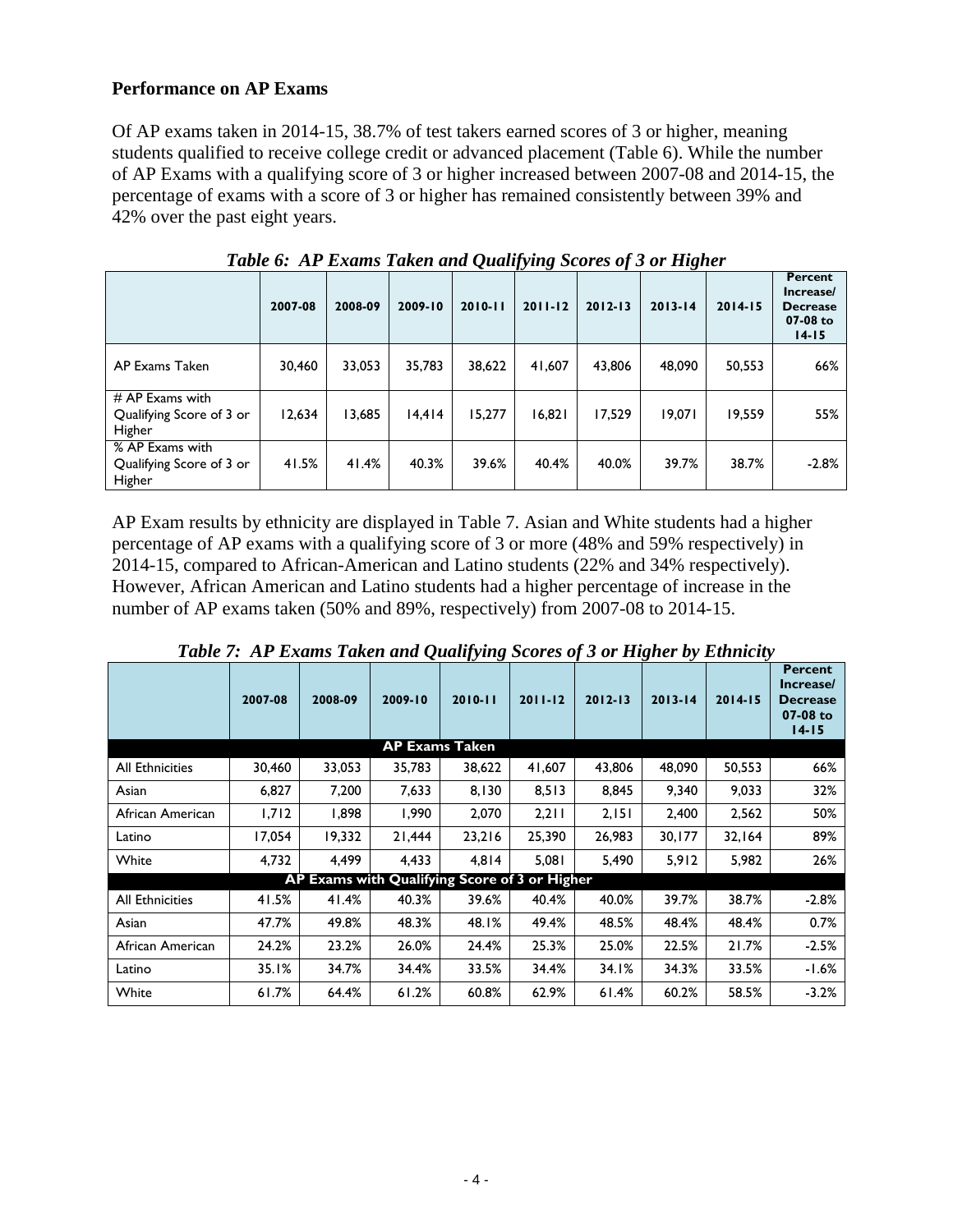**Performance on AP Exams**

Of AP exams taken in 2014-15, 38.7% of test takers earned scores of 3 or higher, meaning students qualified to receive college credit or advanced placement (Table 6). While the number of AP Exams with a qualifying score of 3 or higher increased between 2007-08 and 2014-15, the percentage of exams with a score of 3 or higher has remained consistently between 39% and 42% over the past eight years.

*Table 6: AP Exams Taken and Qualifying Scores of 3 or Higher*

| | 2007-08 | 2008-09 | 2009-10 | 2010-11 | 2011-12 | 2012-13 | 2013-14 | 2014-15 | Percent Increase/ Decrease 07-08 to 14-15 |
|---|---|---|---|---|---|---|---|---|---|
| AP Exams Taken | 30,460 | 33,053 | 35,783 | 38,622 | 41,607 | 43,806 | 48,090 | 50,553 | 66% |
| # AP Exams with Qualifying Score of 3 or Higher | 12,634 | 13,685 | 14,414 | 15,277 | 16,821 | 17,529 | 19,071 | 19,559 | 55% |
| % AP Exams with Qualifying Score of 3 or Higher | 41.5% | 41.4% | 40.3% | 39.6% | 40.4% | 40.0% | 39.7% | 38.7% | -2.8% |

AP Exam results by ethnicity are displayed in Table 7. Asian and White students had a higher percentage of AP exams with a qualifying score of 3 or more (48% and 59% respectively) in 2014-15, compared to African-American and Latino students (22% and 34% respectively). However, African American and Latino students had a higher percentage of increase in the number of AP exams taken (50% and 89%, respectively) from 2007-08 to 2014-15.

*Table 7: AP Exams Taken and Qualifying Scores of 3 or Higher by Ethnicity*

| | 2007-08 | 2008-09 | 2009-10 | 2010-11 | 2011-12 | 2012-13 | 2013-14 | 2014-15 | Percent Increase/ Decrease 07-08 to 14-15 |
|---|---|---|---|---|---|---|---|---|---|
| **AP Exams Taken** | | | | | | | | | |
| All Ethnicities | 30,460 | 33,053 | 35,783 | 38,622 | 41,607 | 43,806 | 48,090 | 50,553 | 66% |
| Asian | 6,827 | 7,200 | 7,633 | 8,130 | 8,513 | 8,845 | 9,340 | 9,033 | 32% |
| African American | 1,712 | 1,898 | 1,990 | 2,070 | 2,211 | 2,151 | 2,400 | 2,562 | 50% |
| Latino | 17,054 | 19,332 | 21,444 | 23,216 | 25,390 | 26,983 | 30,177 | 32,164 | 89% |
| White | 4,732 | 4,499 | 4,433 | 4,814 | 5,081 | 5,490 | 5,912 | 5,982 | 26% |
| **AP Exams with Qualifying Score of 3 or Higher** | | | | | | | | | |
| All Ethnicities | 41.5% | 41.4% | 40.3% | 39.6% | 40.4% | 40.0% | 39.7% | 38.7% | -2.8% |
| Asian | 47.7% | 49.8% | 48.3% | 48.1% | 49.4% | 48.5% | 48.4% | 48.4% | 0.7% |
| African American | 24.2% | 23.2% | 26.0% | 24.4% | 25.3% | 25.0% | 22.5% | 21.7% | -2.5% |
| Latino | 35.1% | 34.7% | 34.4% | 33.5% | 34.4% | 34.1% | 34.3% | 33.5% | -1.6% |
| White | 61.7% | 64.4% | 61.2% | 60.8% | 62.9% | 61.4% | 60.2% | 58.5% | -3.2% |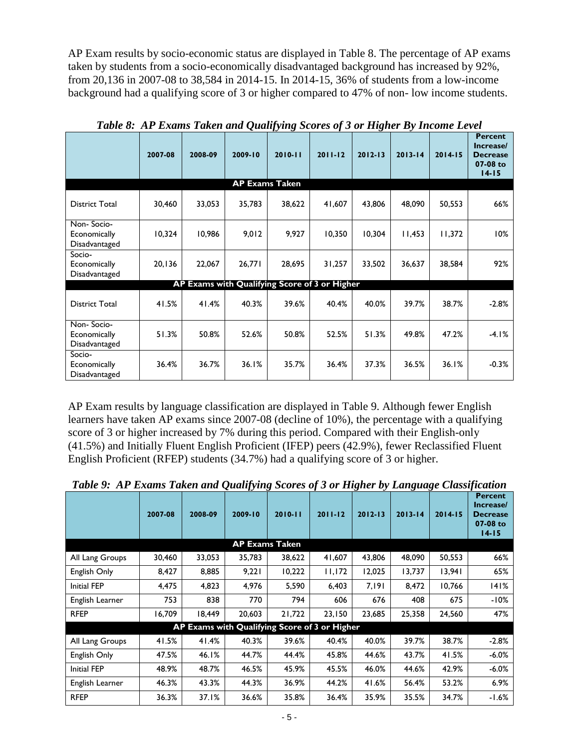AP Exam results by socio-economic status are displayed in Table 8. The percentage of AP exams taken by students from a socio-economically disadvantaged background has increased by 92%, from 20,136 in 2007-08 to 38,584 in 2014-15. In 2014-15, 36% of students from a low-income background had a qualifying score of 3 or higher compared to 47% of non- low income students.

***Table 8: AP Exams Taken and Qualifying Scores of 3 or Higher By Income Level***

| | 2007-08 | 2008-09 | 2009-10 | 2010-11 | 2011-12 | 2012-13 | 2013-14 | 2014-15 | Percent Increase/ Decrease 07-08 to 14-15 |
|---|---|---|---|---|---|---|---|---|---|
| **AP Exams Taken** | | | | | | | | | |
| District Total | 30,460 | 33,053 | 35,783 | 38,622 | 41,607 | 43,806 | 48,090 | 50,553 | 66% |
| Non- Socio-Economically Disadvantaged | 10,324 | 10,986 | 9,012 | 9,927 | 10,350 | 10,304 | 11,453 | 11,372 | 10% |
| Socio-Economically Disadvantaged | 20,136 | 22,067 | 26,771 | 28,695 | 31,257 | 33,502 | 36,637 | 38,584 | 92% |
| **AP Exams with Qualifying Score of 3 or Higher** | | | | | | | | | |
| District Total | 41.5% | 41.4% | 40.3% | 39.6% | 40.4% | 40.0% | 39.7% | 38.7% | -2.8% |
| Non- Socio-Economically Disadvantaged | 51.3% | 50.8% | 52.6% | 50.8% | 52.5% | 51.3% | 49.8% | 47.2% | -4.1% |
| Socio-Economically Disadvantaged | 36.4% | 36.7% | 36.1% | 35.7% | 36.4% | 37.3% | 36.5% | 36.1% | -0.3% |

AP Exam results by language classification are displayed in Table 9. Although fewer English learners have taken AP exams since 2007-08 (decline of 10%), the percentage with a qualifying score of 3 or higher increased by 7% during this period. Compared with their English-only (41.5%) and Initially Fluent English Proficient (IFEP) peers (42.9%), fewer Reclassified Fluent English Proficient (RFEP) students (34.7%) had a qualifying score of 3 or higher.

***Table 9: AP Exams Taken and Qualifying Scores of 3 or Higher by Language Classification***

| | 2007-08 | 2008-09 | 2009-10 | 2010-11 | 2011-12 | 2012-13 | 2013-14 | 2014-15 | Percent Increase/ Decrease 07-08 to 14-15 |
|---|---|---|---|---|---|---|---|---|---|
| **AP Exams Taken** | | | | | | | | | |
| All Lang Groups | 30,460 | 33,053 | 35,783 | 38,622 | 41,607 | 43,806 | 48,090 | 50,553 | 66% |
| English Only | 8,427 | 8,885 | 9,221 | 10,222 | 11,172 | 12,025 | 13,737 | 13,941 | 65% |
| Initial FEP | 4,475 | 4,823 | 4,976 | 5,590 | 6,403 | 7,191 | 8,472 | 10,766 | 141% |
| English Learner | 753 | 838 | 770 | 794 | 606 | 676 | 408 | 675 | -10% |
| RFEP | 16,709 | 18,449 | 20,603 | 21,722 | 23,150 | 23,685 | 25,358 | 24,560 | 47% |
| **AP Exams with Qualifying Score of 3 or Higher** | | | | | | | | | |
| All Lang Groups | 41.5% | 41.4% | 40.3% | 39.6% | 40.4% | 40.0% | 39.7% | 38.7% | -2.8% |
| English Only | 47.5% | 46.1% | 44.7% | 44.4% | 45.8% | 44.6% | 43.7% | 41.5% | -6.0% |
| Initial FEP | 48.9% | 48.7% | 46.5% | 45.9% | 45.5% | 46.0% | 44.6% | 42.9% | -6.0% |
| English Learner | 46.3% | 43.3% | 44.3% | 36.9% | 44.2% | 41.6% | 56.4% | 53.2% | 6.9% |
| RFEP | 36.3% | 37.1% | 36.6% | 35.8% | 36.4% | 35.9% | 35.5% | 34.7% | -1.6% |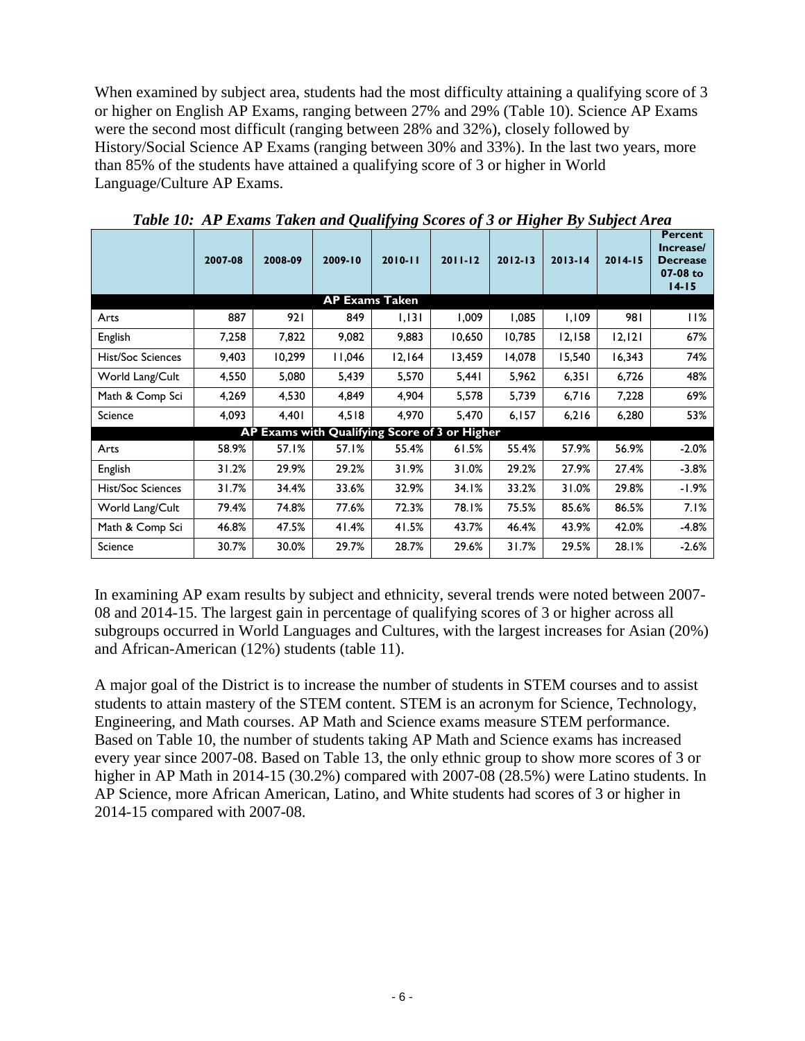When examined by subject area, students had the most difficulty attaining a qualifying score of 3 or higher on English AP Exams, ranging between 27% and 29% (Table 10). Science AP Exams were the second most difficult (ranging between 28% and 32%), closely followed by History/Social Science AP Exams (ranging between 30% and 33%). In the last two years, more than 85% of the students have attained a qualifying score of 3 or higher in World Language/Culture AP Exams.

***Table 10: AP Exams Taken and Qualifying Scores of 3 or Higher By Subject Area***

| | 2007-08 | 2008-09 | 2009-10 | 2010-11 | 2011-12 | 2012-13 | 2013-14 | 2014-15 | Percent Increase/ Decrease 07-08 to 14-15 |
|---|---|---|---|---|---|---|---|---|---|
| **AP Exams Taken** | | | | | | | | | |
| Arts | 887 | 921 | 849 | 1,131 | 1,009 | 1,085 | 1,109 | 981 | 11% |
| English | 7,258 | 7,822 | 9,082 | 9,883 | 10,650 | 10,785 | 12,158 | 12,121 | 67% |
| Hist/Soc Sciences | 9,403 | 10,299 | 11,046 | 12,164 | 13,459 | 14,078 | 15,540 | 16,343 | 74% |
| World Lang/Cult | 4,550 | 5,080 | 5,439 | 5,570 | 5,441 | 5,962 | 6,351 | 6,726 | 48% |
| Math & Comp Sci | 4,269 | 4,530 | 4,849 | 4,904 | 5,578 | 5,739 | 6,716 | 7,228 | 69% |
| Science | 4,093 | 4,401 | 4,518 | 4,970 | 5,470 | 6,157 | 6,216 | 6,280 | 53% |
| **AP Exams with Qualifying Score of 3 or Higher** | | | | | | | | | |
| Arts | 58.9% | 57.1% | 57.1% | 55.4% | 61.5% | 55.4% | 57.9% | 56.9% | -2.0% |
| English | 31.2% | 29.9% | 29.2% | 31.9% | 31.0% | 29.2% | 27.9% | 27.4% | -3.8% |
| Hist/Soc Sciences | 31.7% | 34.4% | 33.6% | 32.9% | 34.1% | 33.2% | 31.0% | 29.8% | -1.9% |
| World Lang/Cult | 79.4% | 74.8% | 77.6% | 72.3% | 78.1% | 75.5% | 85.6% | 86.5% | 7.1% |
| Math & Comp Sci | 46.8% | 47.5% | 41.4% | 41.5% | 43.7% | 46.4% | 43.9% | 42.0% | -4.8% |
| Science | 30.7% | 30.0% | 29.7% | 28.7% | 29.6% | 31.7% | 29.5% | 28.1% | -2.6% |

In examining AP exam results by subject and ethnicity, several trends were noted between 2007-08 and 2014-15. The largest gain in percentage of qualifying scores of 3 or higher across all subgroups occurred in World Languages and Cultures, with the largest increases for Asian (20%) and African-American (12%) students (table 11).

A major goal of the District is to increase the number of students in STEM courses and to assist students to attain mastery of the STEM content. STEM is an acronym for Science, Technology, Engineering, and Math courses. AP Math and Science exams measure STEM performance. Based on Table 10, the number of students taking AP Math and Science exams has increased every year since 2007-08. Based on Table 13, the only ethnic group to show more scores of 3 or higher in AP Math in 2014-15 (30.2%) compared with 2007-08 (28.5%) were Latino students. In AP Science, more African American, Latino, and White students had scores of 3 or higher in 2014-15 compared with 2007-08.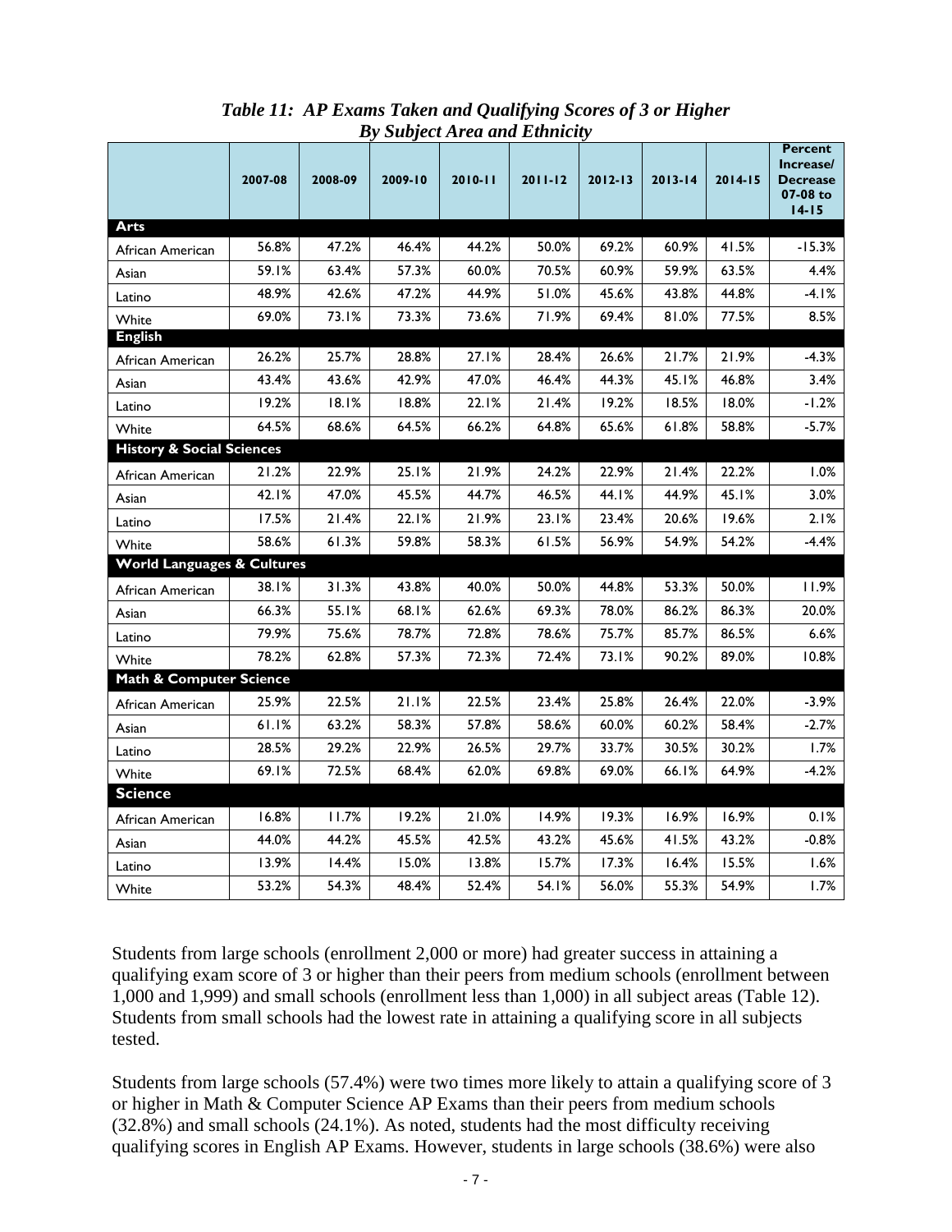*Table 11: AP Exams Taken and Qualifying Scores of 3 or Higher By Subject Area and Ethnicity*

| | 2007-08 | 2008-09 | 2009-10 | 2010-11 | 2011-12 | 2012-13 | 2013-14 | 2014-15 | Percent Increase/ Decrease 07-08 to 14-15 |
|---|---|---|---|---|---|---|---|---|---|
| **Arts** | | | | | | | | | |
| African American | 56.8% | 47.2% | 46.4% | 44.2% | 50.0% | 69.2% | 60.9% | 41.5% | -15.3% |
| Asian | 59.1% | 63.4% | 57.3% | 60.0% | 70.5% | 60.9% | 59.9% | 63.5% | 4.4% |
| Latino | 48.9% | 42.6% | 47.2% | 44.9% | 51.0% | 45.6% | 43.8% | 44.8% | -4.1% |
| White | 69.0% | 73.1% | 73.3% | 73.6% | 71.9% | 69.4% | 81.0% | 77.5% | 8.5% |
| **English** | | | | | | | | | |
| African American | 26.2% | 25.7% | 28.8% | 27.1% | 28.4% | 26.6% | 21.7% | 21.9% | -4.3% |
| Asian | 43.4% | 43.6% | 42.9% | 47.0% | 46.4% | 44.3% | 45.1% | 46.8% | 3.4% |
| Latino | 19.2% | 18.1% | 18.8% | 22.1% | 21.4% | 19.2% | 18.5% | 18.0% | -1.2% |
| White | 64.5% | 68.6% | 64.5% | 66.2% | 64.8% | 65.6% | 61.8% | 58.8% | -5.7% |
| **History & Social Sciences** | | | | | | | | | |
| African American | 21.2% | 22.9% | 25.1% | 21.9% | 24.2% | 22.9% | 21.4% | 22.2% | 1.0% |
| Asian | 42.1% | 47.0% | 45.5% | 44.7% | 46.5% | 44.1% | 44.9% | 45.1% | 3.0% |
| Latino | 17.5% | 21.4% | 22.1% | 21.9% | 23.1% | 23.4% | 20.6% | 19.6% | 2.1% |
| White | 58.6% | 61.3% | 59.8% | 58.3% | 61.5% | 56.9% | 54.9% | 54.2% | -4.4% |
| **World Languages & Cultures** | | | | | | | | | |
| African American | 38.1% | 31.3% | 43.8% | 40.0% | 50.0% | 44.8% | 53.3% | 50.0% | 11.9% |
| Asian | 66.3% | 55.1% | 68.1% | 62.6% | 69.3% | 78.0% | 86.2% | 86.3% | 20.0% |
| Latino | 79.9% | 75.6% | 78.7% | 72.8% | 78.6% | 75.7% | 85.7% | 86.5% | 6.6% |
| White | 78.2% | 62.8% | 57.3% | 72.3% | 72.4% | 73.1% | 90.2% | 89.0% | 10.8% |
| **Math & Computer Science** | | | | | | | | | |
| African American | 25.9% | 22.5% | 21.1% | 22.5% | 23.4% | 25.8% | 26.4% | 22.0% | -3.9% |
| Asian | 61.1% | 63.2% | 58.3% | 57.8% | 58.6% | 60.0% | 60.2% | 58.4% | -2.7% |
| Latino | 28.5% | 29.2% | 22.9% | 26.5% | 29.7% | 33.7% | 30.5% | 30.2% | 1.7% |
| White | 69.1% | 72.5% | 68.4% | 62.0% | 69.8% | 69.0% | 66.1% | 64.9% | -4.2% |
| **Science** | | | | | | | | | |
| African American | 16.8% | 11.7% | 19.2% | 21.0% | 14.9% | 19.3% | 16.9% | 16.9% | 0.1% |
| Asian | 44.0% | 44.2% | 45.5% | 42.5% | 43.2% | 45.6% | 41.5% | 43.2% | -0.8% |
| Latino | 13.9% | 14.4% | 15.0% | 13.8% | 15.7% | 17.3% | 16.4% | 15.5% | 1.6% |
| White | 53.2% | 54.3% | 48.4% | 52.4% | 54.1% | 56.0% | 55.3% | 54.9% | 1.7% |

Students from large schools (enrollment 2,000 or more) had greater success in attaining a qualifying exam score of 3 or higher than their peers from medium schools (enrollment between 1,000 and 1,999) and small schools (enrollment less than 1,000) in all subject areas (Table 12). Students from small schools had the lowest rate in attaining a qualifying score in all subjects tested.

Students from large schools (57.4%) were two times more likely to attain a qualifying score of 3 or higher in Math & Computer Science AP Exams than their peers from medium schools (32.8%) and small schools (24.1%). As noted, students had the most difficulty receiving qualifying scores in English AP Exams. However, students in large schools (38.6%) were also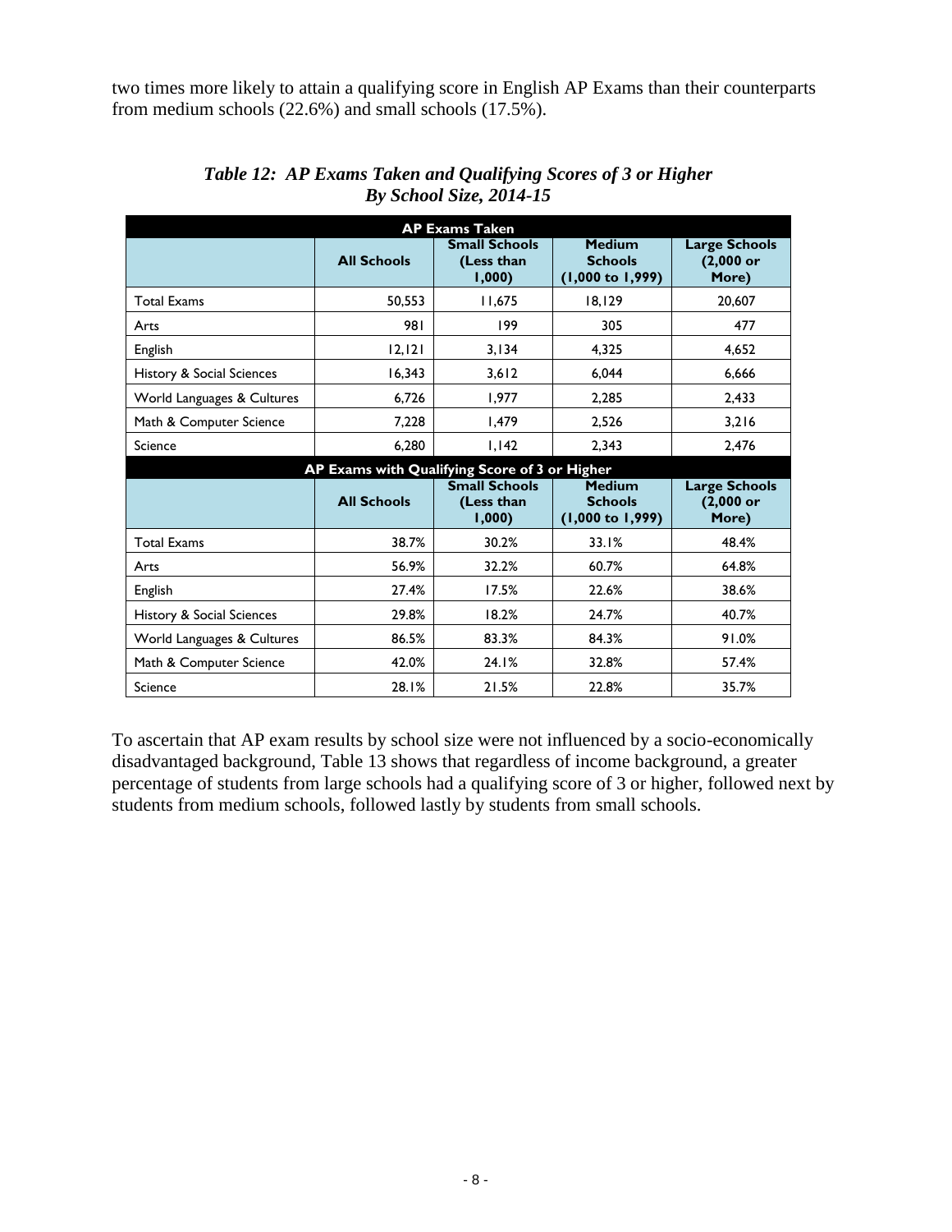two times more likely to attain a qualifying score in English AP Exams than their counterparts from medium schools (22.6%) and small schools (17.5%).

***Table 12: AP Exams Taken and Qualifying Scores of 3 or Higher By School Size, 2014-15***

| AP Exams Taken | | | | |
|---|---|---|---|---|
| | **All Schools** | **Small Schools (Less than 1,000)** | **Medium Schools (1,000 to 1,999)** | **Large Schools (2,000 or More)** |
| Total Exams | 50,553 | 11,675 | 18,129 | 20,607 |
| Arts | 981 | 199 | 305 | 477 |
| English | 12,121 | 3,134 | 4,325 | 4,652 |
| History & Social Sciences | 16,343 | 3,612 | 6,044 | 6,666 |
| World Languages & Cultures | 6,726 | 1,977 | 2,285 | 2,433 |
| Math & Computer Science | 7,228 | 1,479 | 2,526 | 3,216 |
| Science | 6,280 | 1,142 | 2,343 | 2,476 |
| **AP Exams with Qualifying Score of 3 or Higher** | | | | |
| | **All Schools** | **Small Schools (Less than 1,000)** | **Medium Schools (1,000 to 1,999)** | **Large Schools (2,000 or More)** |
| Total Exams | 38.7% | 30.2% | 33.1% | 48.4% |
| Arts | 56.9% | 32.2% | 60.7% | 64.8% |
| English | 27.4% | 17.5% | 22.6% | 38.6% |
| History & Social Sciences | 29.8% | 18.2% | 24.7% | 40.7% |
| World Languages & Cultures | 86.5% | 83.3% | 84.3% | 91.0% |
| Math & Computer Science | 42.0% | 24.1% | 32.8% | 57.4% |
| Science | 28.1% | 21.5% | 22.8% | 35.7% |

To ascertain that AP exam results by school size were not influenced by a socio-economically disadvantaged background, Table 13 shows that regardless of income background, a greater percentage of students from large schools had a qualifying score of 3 or higher, followed next by students from medium schools, followed lastly by students from small schools.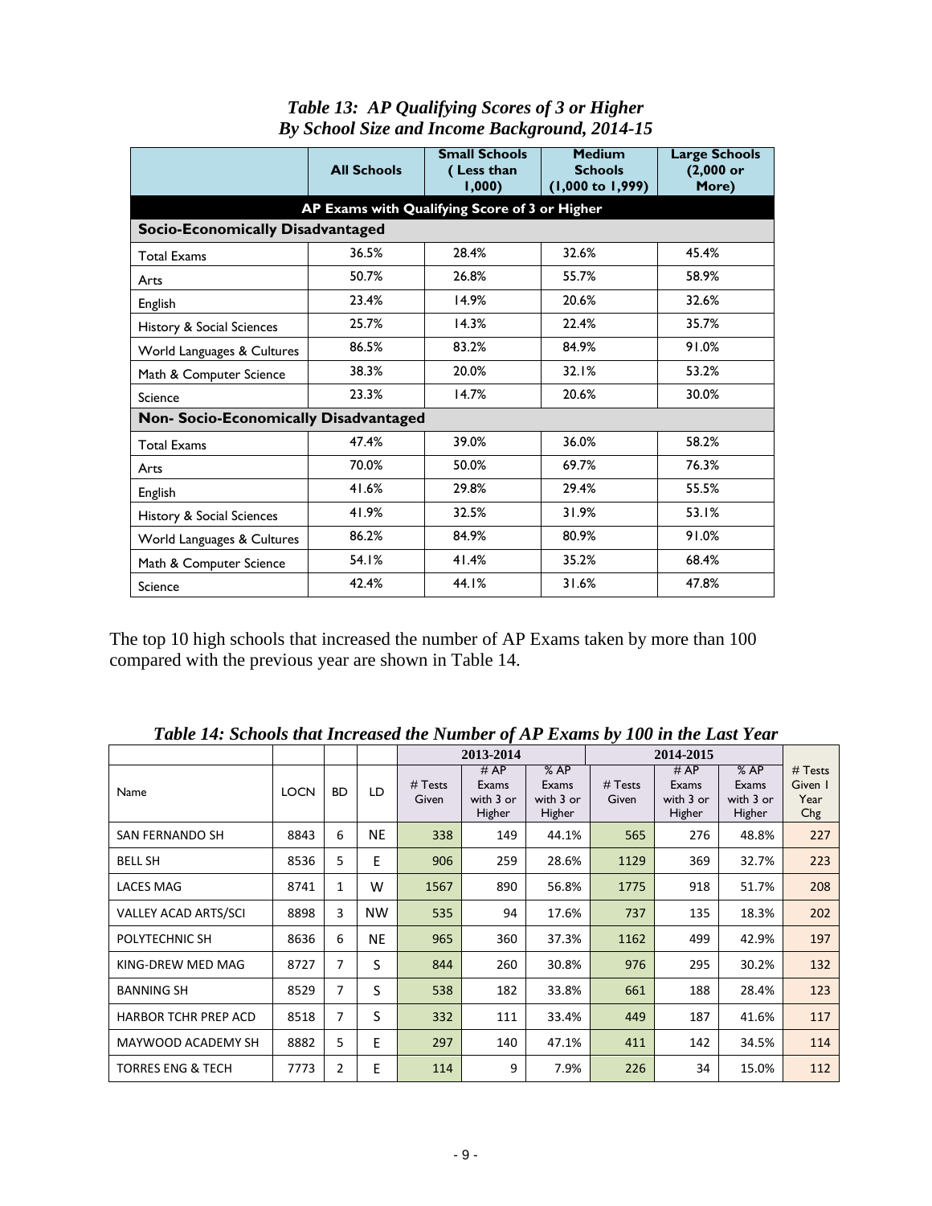***Table 13: AP Qualifying Scores of 3 or Higher By School Size and Income Background, 2014-15***

| | All Schools | Small Schools (Less than 1,000) | Medium Schools (1,000 to 1,999) | Large Schools (2,000 or More) |
|---|---|---|---|---|
| **AP Exams with Qualifying Score of 3 or Higher** | | | | |
| **Socio-Economically Disadvantaged** | | | | |
| Total Exams | 36.5% | 28.4% | 32.6% | 45.4% |
| Arts | 50.7% | 26.8% | 55.7% | 58.9% |
| English | 23.4% | 14.9% | 20.6% | 32.6% |
| History & Social Sciences | 25.7% | 14.3% | 22.4% | 35.7% |
| World Languages & Cultures | 86.5% | 83.2% | 84.9% | 91.0% |
| Math & Computer Science | 38.3% | 20.0% | 32.1% | 53.2% |
| Science | 23.3% | 14.7% | 20.6% | 30.0% |
| **Non- Socio-Economically Disadvantaged** | | | | |
| Total Exams | 47.4% | 39.0% | 36.0% | 58.2% |
| Arts | 70.0% | 50.0% | 69.7% | 76.3% |
| English | 41.6% | 29.8% | 29.4% | 55.5% |
| History & Social Sciences | 41.9% | 32.5% | 31.9% | 53.1% |
| World Languages & Cultures | 86.2% | 84.9% | 80.9% | 91.0% |
| Math & Computer Science | 54.1% | 41.4% | 35.2% | 68.4% |
| Science | 42.4% | 44.1% | 31.6% | 47.8% |

The top 10 high schools that increased the number of AP Exams taken by more than 100 compared with the previous year are shown in Table 14.

***Table 14: Schools that Increased the Number of AP Exams by 100 in the Last Year***

| | | | | 2013-2014 | | | 2014-2015 | | | |
|---|---|---|---|---|---|---|---|---|---|---|
| Name | LOCN | BD | LD | # Tests Given | # AP Exams with 3 or Higher | % AP Exams with 3 or Higher | # Tests Given | # AP Exams with 3 or Higher | % AP Exams with 3 or Higher | # Tests Given 1 Year Chg |
| SAN FERNANDO SH | 8843 | 6 | NE | 338 | 149 | 44.1% | 565 | 276 | 48.8% | 227 |
| BELL SH | 8536 | 5 | E | 906 | 259 | 28.6% | 1129 | 369 | 32.7% | 223 |
| LACES MAG | 8741 | 1 | W | 1567 | 890 | 56.8% | 1775 | 918 | 51.7% | 208 |
| VALLEY ACAD ARTS/SCI | 8898 | 3 | NW | 535 | 94 | 17.6% | 737 | 135 | 18.3% | 202 |
| POLYTECHNIC SH | 8636 | 6 | NE | 965 | 360 | 37.3% | 1162 | 499 | 42.9% | 197 |
| KING-DREW MED MAG | 8727 | 7 | S | 844 | 260 | 30.8% | 976 | 295 | 30.2% | 132 |
| BANNING SH | 8529 | 7 | S | 538 | 182 | 33.8% | 661 | 188 | 28.4% | 123 |
| HARBOR TCHR PREP ACD | 8518 | 7 | S | 332 | 111 | 33.4% | 449 | 187 | 41.6% | 117 |
| MAYWOOD ACADEMY SH | 8882 | 5 | E | 297 | 140 | 47.1% | 411 | 142 | 34.5% | 114 |
| TORRES ENG & TECH | 7773 | 2 | E | 114 | 9 | 7.9% | 226 | 34 | 15.0% | 112 |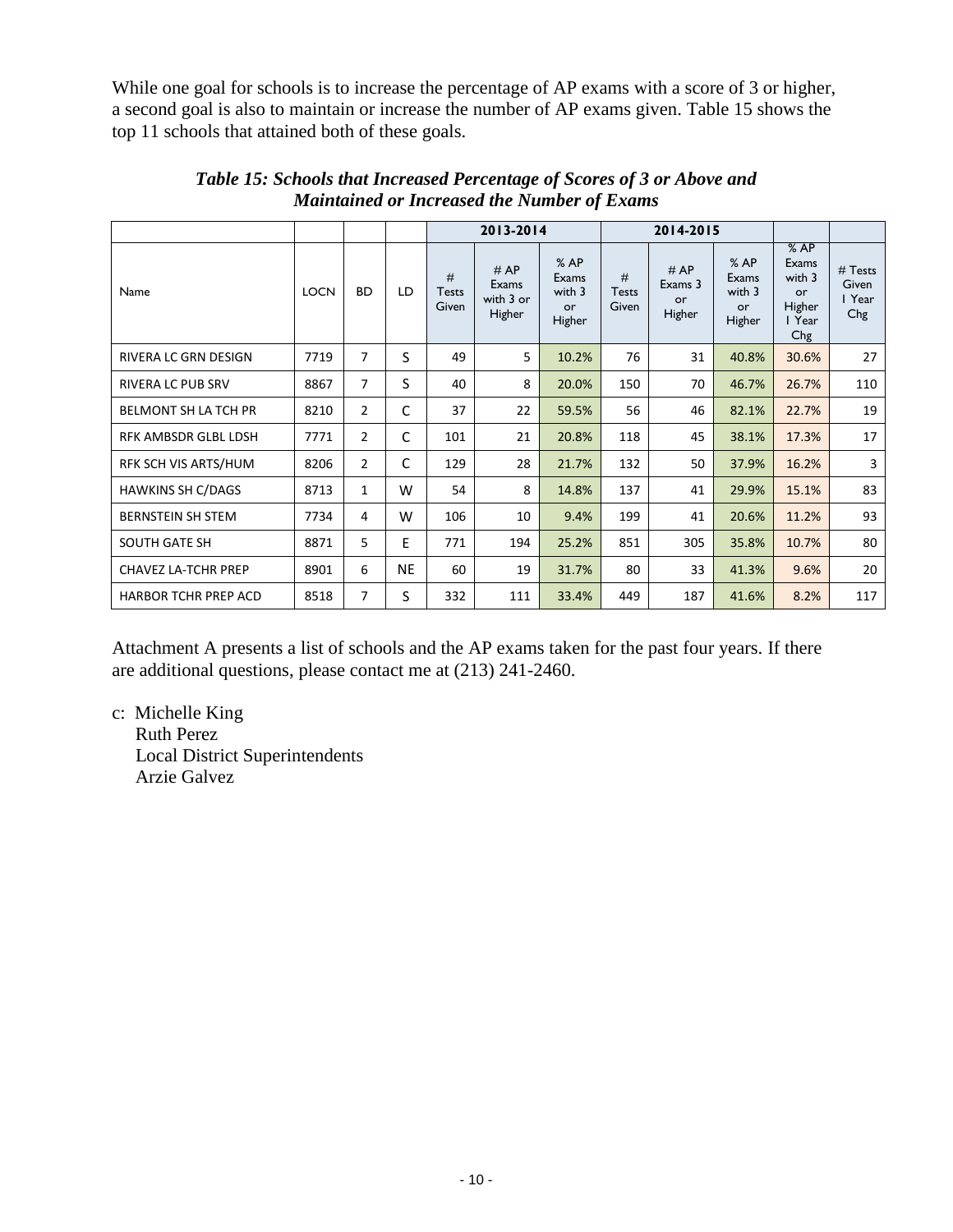While one goal for schools is to increase the percentage of AP exams with a score of 3 or higher, a second goal is also to maintain or increase the number of AP exams given. Table 15 shows the top 11 schools that attained both of these goals.

***Table 15: Schools that Increased Percentage of Scores of 3 or Above and Maintained or Increased the Number of Exams***

| | | | | 2013-2014 | | | 2014-2015 | | | | |
|---|---|---|---|---|---|---|---|---|---|---|---|
| Name | LOCN | BD | LD | # Tests Given | # AP Exams with 3 or Higher | % AP Exams with 3 or Higher | # Tests Given | # AP Exams 3 or Higher | % AP Exams with 3 or Higher | % AP Exams with 3 or Higher 1 Year Chg | # Tests Given 1 Year Chg |
| RIVERA LC GRN DESIGN | 7719 | 7 | S | 49 | 5 | 10.2% | 76 | 31 | 40.8% | 30.6% | 27 |
| RIVERA LC PUB SRV | 8867 | 7 | S | 40 | 8 | 20.0% | 150 | 70 | 46.7% | 26.7% | 110 |
| BELMONT SH LA TCH PR | 8210 | 2 | C | 37 | 22 | 59.5% | 56 | 46 | 82.1% | 22.7% | 19 |
| RFK AMBSDR GLBL LDSH | 7771 | 2 | C | 101 | 21 | 20.8% | 118 | 45 | 38.1% | 17.3% | 17 |
| RFK SCH VIS ARTS/HUM | 8206 | 2 | C | 129 | 28 | 21.7% | 132 | 50 | 37.9% | 16.2% | 3 |
| HAWKINS SH C/DAGS | 8713 | 1 | W | 54 | 8 | 14.8% | 137 | 41 | 29.9% | 15.1% | 83 |
| BERNSTEIN SH STEM | 7734 | 4 | W | 106 | 10 | 9.4% | 199 | 41 | 20.6% | 11.2% | 93 |
| SOUTH GATE SH | 8871 | 5 | E | 771 | 194 | 25.2% | 851 | 305 | 35.8% | 10.7% | 80 |
| CHAVEZ LA-TCHR PREP | 8901 | 6 | NE | 60 | 19 | 31.7% | 80 | 33 | 41.3% | 9.6% | 20 |
| HARBOR TCHR PREP ACD | 8518 | 7 | S | 332 | 111 | 33.4% | 449 | 187 | 41.6% | 8.2% | 117 |

Attachment A presents a list of schools and the AP exams taken for the past four years. If there are additional questions, please contact me at (213) 241-2460.

c: Michelle King
Ruth Perez
Local District Superintendents
Arzie Galvez